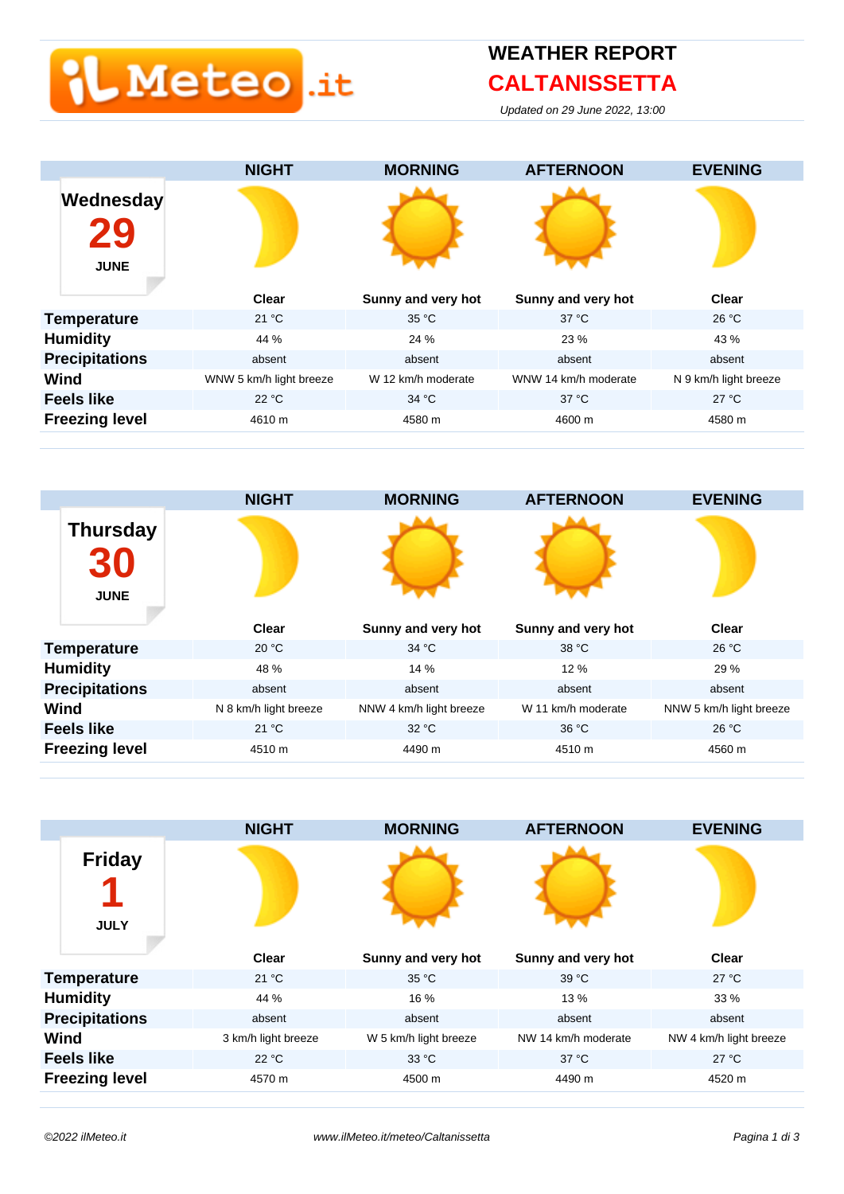# WEATHER REPORT

## CALTANISSETTA

*Updated on 29 June 2022, 13:00*

### Wednesday 29 JUNE

| | NIGHT | MORNING | AFTERNOON | EVENING |
|---|---|---|---|---|
| | Clear | Sunny and very hot | Sunny and very hot | Clear |
| **Temperature** | 21 °C | 35 °C | 37 °C | 26 °C |
| **Humidity** | 44 % | 24 % | 23 % | 43 % |
| **Precipitations** | absent | absent | absent | absent |
| **Wind** | WNW 5 km/h light breeze | W 12 km/h moderate | WNW 14 km/h moderate | N 9 km/h light breeze |
| **Feels like** | 22 °C | 34 °C | 37 °C | 27 °C |
| **Freezing level** | 4610 m | 4580 m | 4600 m | 4580 m |

### Thursday 30 JUNE

| | NIGHT | MORNING | AFTERNOON | EVENING |
|---|---|---|---|---|
| | Clear | Sunny and very hot | Sunny and very hot | Clear |
| **Temperature** | 20 °C | 34 °C | 38 °C | 26 °C |
| **Humidity** | 48 % | 14 % | 12 % | 29 % |
| **Precipitations** | absent | absent | absent | absent |
| **Wind** | N 8 km/h light breeze | NNW 4 km/h light breeze | W 11 km/h moderate | NNW 5 km/h light breeze |
| **Feels like** | 21 °C | 32 °C | 36 °C | 26 °C |
| **Freezing level** | 4510 m | 4490 m | 4510 m | 4560 m |

### Friday 1 JULY

| | NIGHT | MORNING | AFTERNOON | EVENING |
|---|---|---|---|---|
| | Clear | Sunny and very hot | Sunny and very hot | Clear |
| **Temperature** | 21 °C | 35 °C | 39 °C | 27 °C |
| **Humidity** | 44 % | 16 % | 13 % | 33 % |
| **Precipitations** | absent | absent | absent | absent |
| **Wind** | 3 km/h light breeze | W 5 km/h light breeze | NW 14 km/h moderate | NW 4 km/h light breeze |
| **Feels like** | 22 °C | 33 °C | 37 °C | 27 °C |
| **Freezing level** | 4570 m | 4500 m | 4490 m | 4520 m |

*©2022 ilMeteo.it* *www.ilMeteo.it/meteo/Caltanissetta*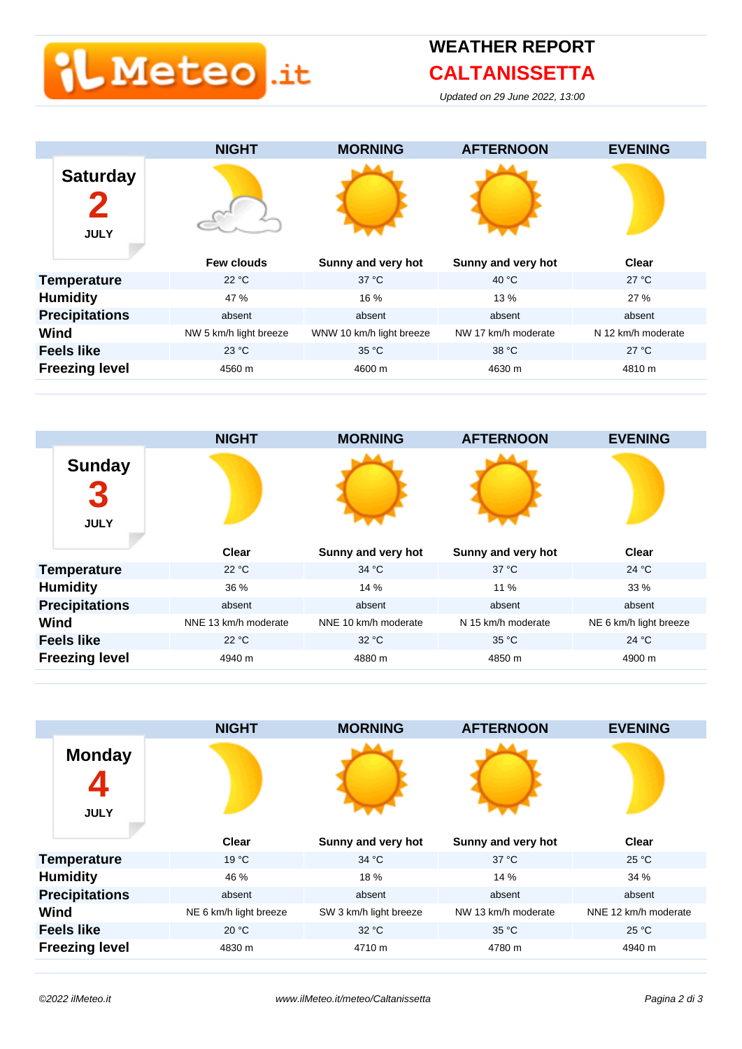# WEATHER REPORT
## CALTANISSETTA

*Updated on 29 June 2022, 13:00*

### Saturday 2 JULY

| | NIGHT | MORNING | AFTERNOON | EVENING |
|---|---|---|---|---|
| | Few clouds | Sunny and very hot | Sunny and very hot | Clear |
| **Temperature** | 22 °C | 37 °C | 40 °C | 27 °C |
| **Humidity** | 47 % | 16 % | 13 % | 27 % |
| **Precipitations** | absent | absent | absent | absent |
| **Wind** | NW 5 km/h light breeze | WNW 10 km/h light breeze | NW 17 km/h moderate | N 12 km/h moderate |
| **Feels like** | 23 °C | 35 °C | 38 °C | 27 °C |
| **Freezing level** | 4560 m | 4600 m | 4630 m | 4810 m |

### Sunday 3 JULY

| | NIGHT | MORNING | AFTERNOON | EVENING |
|---|---|---|---|---|
| | Clear | Sunny and very hot | Sunny and very hot | Clear |
| **Temperature** | 22 °C | 34 °C | 37 °C | 24 °C |
| **Humidity** | 36 % | 14 % | 11 % | 33 % |
| **Precipitations** | absent | absent | absent | absent |
| **Wind** | NNE 13 km/h moderate | NNE 10 km/h moderate | N 15 km/h moderate | NE 6 km/h light breeze |
| **Feels like** | 22 °C | 32 °C | 35 °C | 24 °C |
| **Freezing level** | 4940 m | 4880 m | 4850 m | 4900 m |

### Monday 4 JULY

| | NIGHT | MORNING | AFTERNOON | EVENING |
|---|---|---|---|---|
| | Clear | Sunny and very hot | Sunny and very hot | Clear |
| **Temperature** | 19 °C | 34 °C | 37 °C | 25 °C |
| **Humidity** | 46 % | 18 % | 14 % | 34 % |
| **Precipitations** | absent | absent | absent | absent |
| **Wind** | NE 6 km/h light breeze | SW 3 km/h light breeze | NW 13 km/h moderate | NNE 12 km/h moderate |
| **Feels like** | 20 °C | 32 °C | 35 °C | 25 °C |
| **Freezing level** | 4830 m | 4710 m | 4780 m | 4940 m |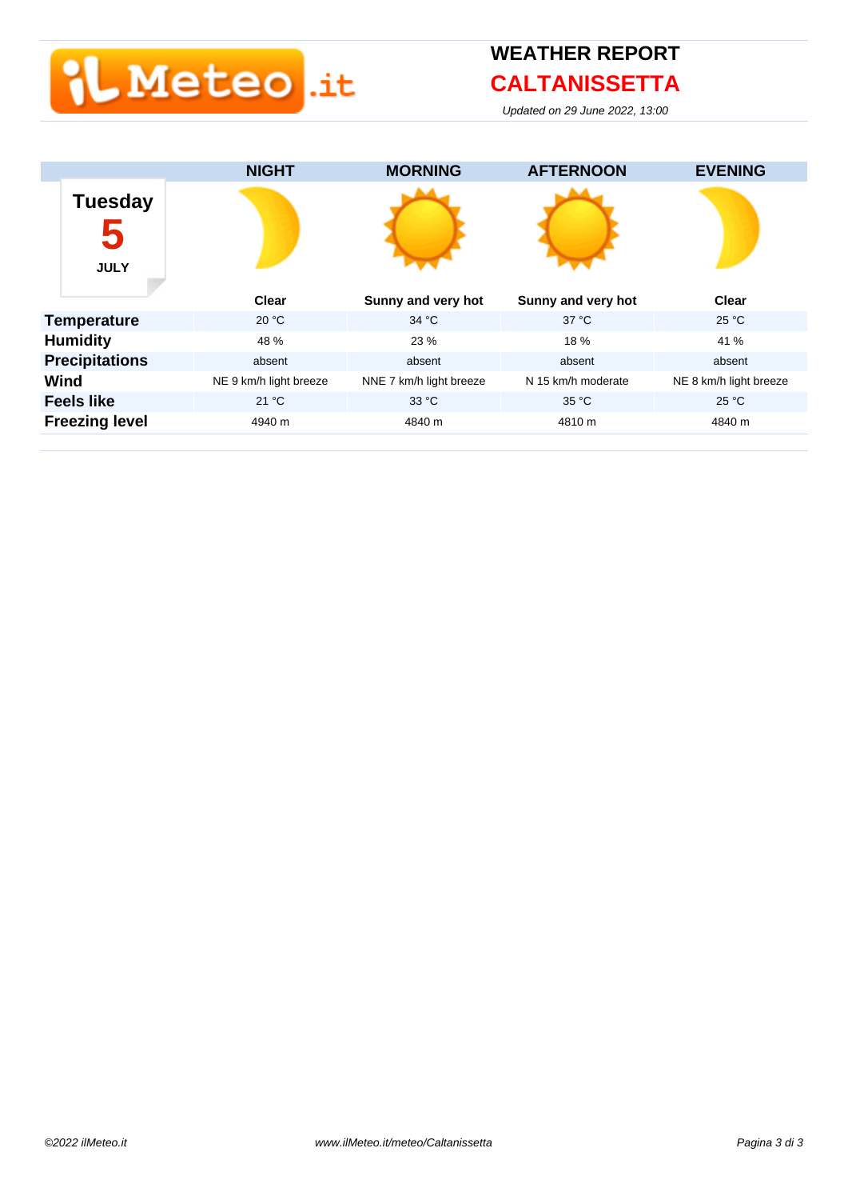# WEATHER REPORT
## CALTANISSETTA

*Updated on 29 June 2022, 13:00*

| Tuesday 5 JULY | NIGHT | MORNING | AFTERNOON | EVENING |
|---|---|---|---|---|
| | Clear | Sunny and very hot | Sunny and very hot | Clear |
| **Temperature** | 20 °C | 34 °C | 37 °C | 25 °C |
| **Humidity** | 48 % | 23 % | 18 % | 41 % |
| **Precipitations** | absent | absent | absent | absent |
| **Wind** | NE 9 km/h light breeze | NNE 7 km/h light breeze | N 15 km/h moderate | NE 8 km/h light breeze |
| **Feels like** | 21 °C | 33 °C | 35 °C | 25 °C |
| **Freezing level** | 4940 m | 4840 m | 4810 m | 4840 m |

*©2022 ilMeteo.it* *www.ilMeteo.it/meteo/Caltanissetta*